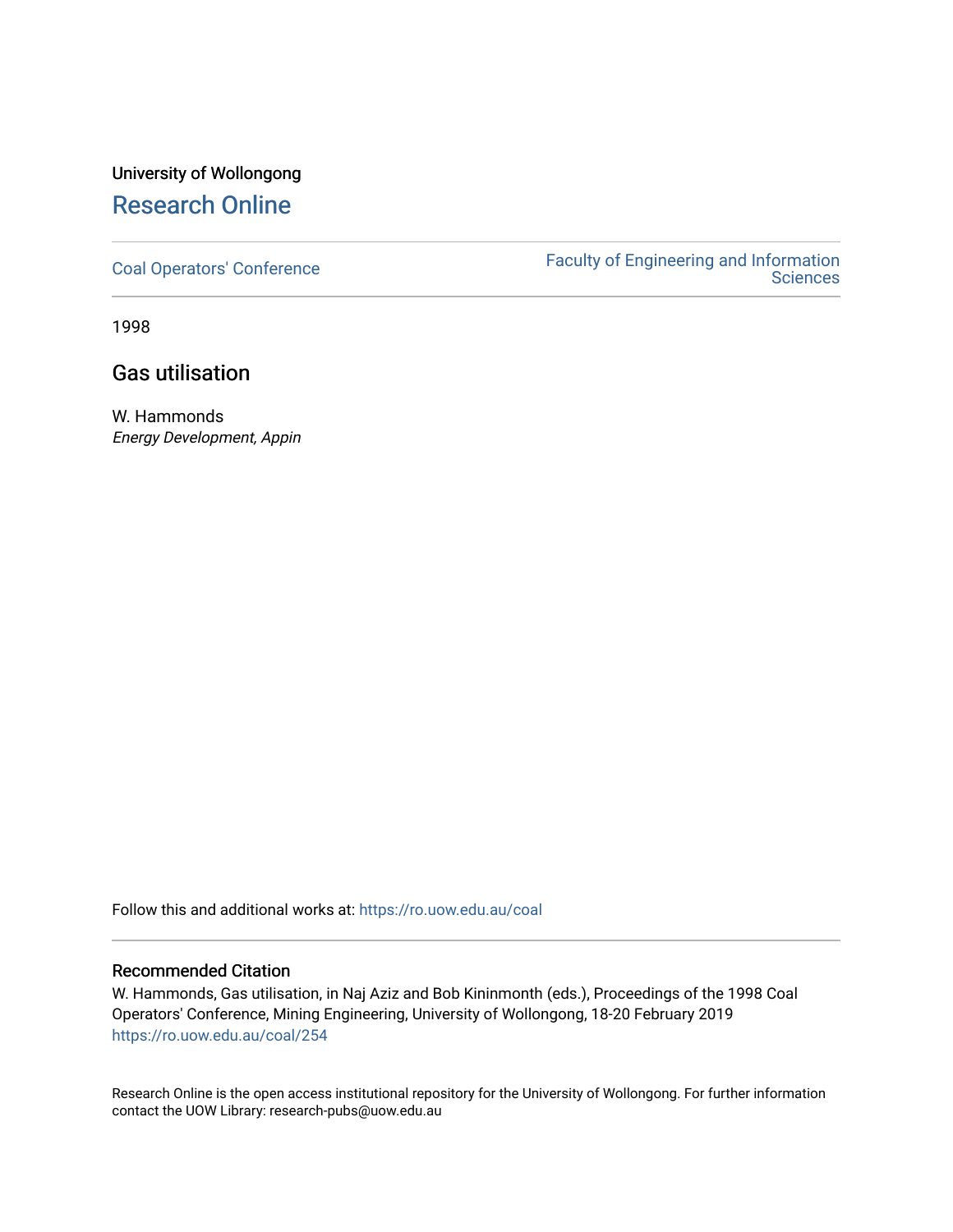University of Wollongong

# Research Online

Coal Operators' Conference

Faculty of Engineering and Information Sciences

1998

## Gas utilisation

W. Hammonds
*Energy Development, Appin*

Follow this and additional works at: https://ro.uow.edu.au/coal

### Recommended Citation

W. Hammonds, Gas utilisation, in Naj Aziz and Bob Kininmonth (eds.), Proceedings of the 1998 Coal Operators' Conference, Mining Engineering, University of Wollongong, 18-20 February 2019
https://ro.uow.edu.au/coal/254

Research Online is the open access institutional repository for the University of Wollongong. For further information contact the UOW Library: research-pubs@uow.edu.au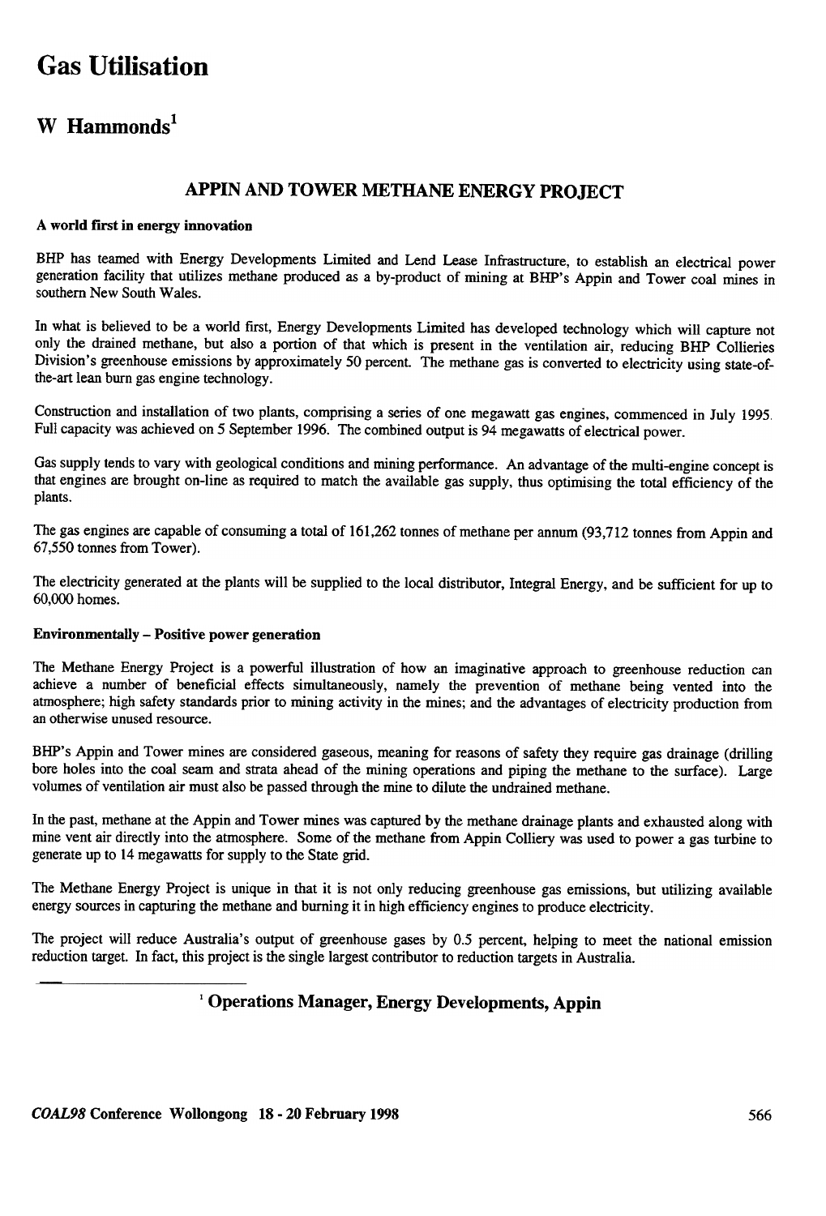# Gas Utilisation

## W Hammonds[1]

### APPIN AND TOWER METHANE ENERGY PROJECT

**A world first in energy innovation**

BHP has teamed with Energy Developments Limited and Lend Lease Infrastructure, to establish an electrical power generation facility that utilizes methane produced as a by-product of mining at BHP's Appin and Tower coal mines in southern New South Wales.

In what is believed to be a world first, Energy Developments Limited has developed technology which will capture not only the drained methane, but also a portion of that which is present in the ventilation air, reducing BHP Collieries Division's greenhouse emissions by approximately 50 percent. The methane gas is converted to electricity using state-of-the-art lean burn gas engine technology.

Construction and installation of two plants, comprising a series of one megawatt gas engines, commenced in July 1995. Full capacity was achieved on 5 September 1996. The combined output is 94 megawatts of electrical power.

Gas supply tends to vary with geological conditions and mining performance. An advantage of the multi-engine concept is that engines are brought on-line as required to match the available gas supply, thus optimising the total efficiency of the plants.

The gas engines are capable of consuming a total of 161,262 tonnes of methane per annum (93,712 tonnes from Appin and 67,550 tonnes from Tower).

The electricity generated at the plants will be supplied to the local distributor, Integral Energy, and be sufficient for up to 60,000 homes.

**Environmentally – Positive power generation**

The Methane Energy Project is a powerful illustration of how an imaginative approach to greenhouse reduction can achieve a number of beneficial effects simultaneously, namely the prevention of methane being vented into the atmosphere; high safety standards prior to mining activity in the mines; and the advantages of electricity production from an otherwise unused resource.

BHP's Appin and Tower mines are considered gaseous, meaning for reasons of safety they require gas drainage (drilling bore holes into the coal seam and strata ahead of the mining operations and piping the methane to the surface). Large volumes of ventilation air must also be passed through the mine to dilute the undrained methane.

In the past, methane at the Appin and Tower mines was captured by the methane drainage plants and exhausted along with mine vent air directly into the atmosphere. Some of the methane from Appin Colliery was used to power a gas turbine to generate up to 14 megawatts for supply to the State grid.

The Methane Energy Project is unique in that it is not only reducing greenhouse gas emissions, but utilizing available energy sources in capturing the methane and burning it in high efficiency engines to produce electricity.

The project will reduce Australia's output of greenhouse gases by 0.5 percent, helping to meet the national emission reduction target. In fact, this project is the single largest contributor to reduction targets in Australia.

---

[1] **Operations Manager, Energy Developments, Appin**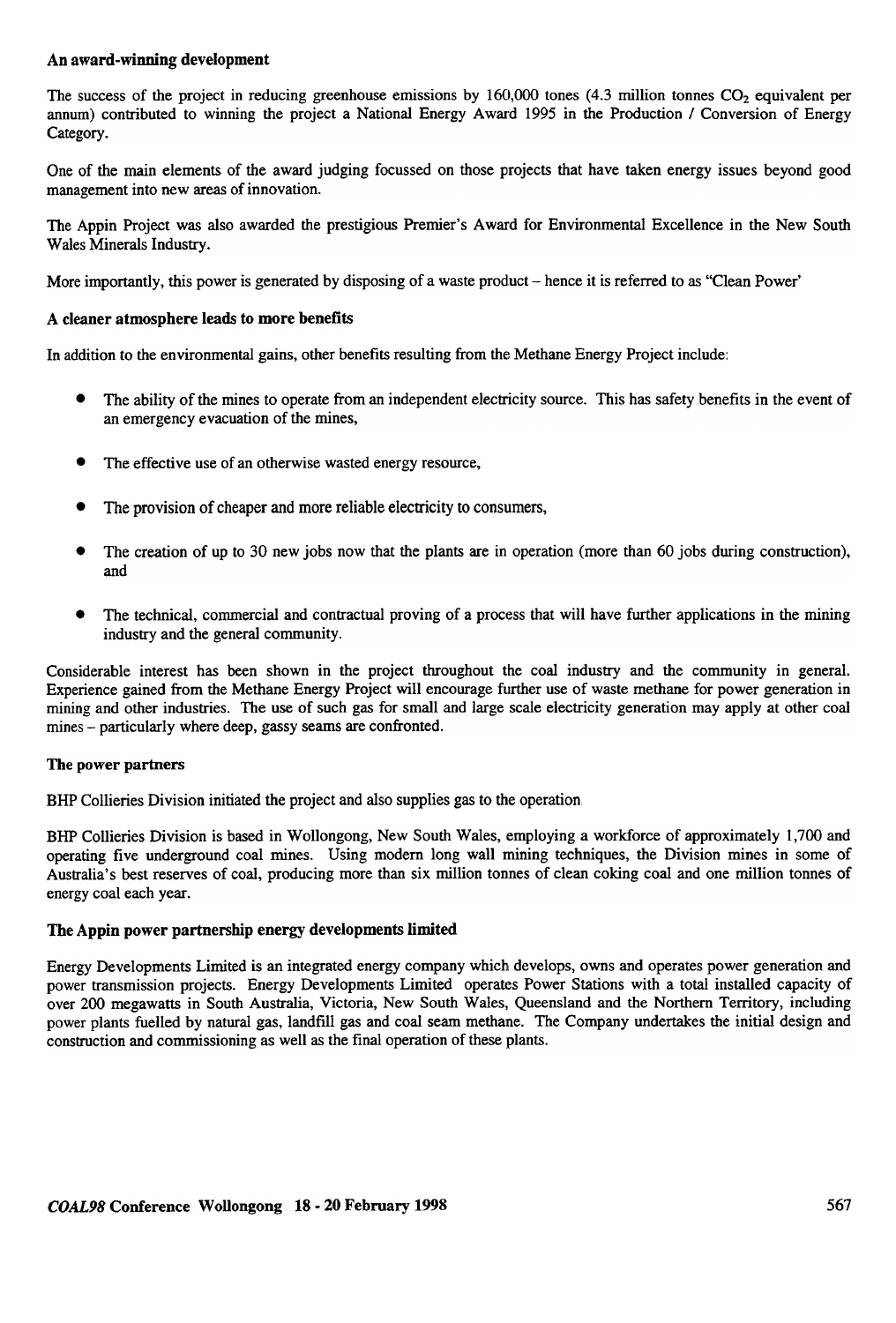### An award-winning development

The success of the project in reducing greenhouse emissions by 160,000 tones (4.3 million tonnes $CO_2$ equivalent per annum) contributed to winning the project a National Energy Award 1995 in the Production / Conversion of Energy Category.

One of the main elements of the award judging focussed on those projects that have taken energy issues beyond good management into new areas of innovation.

The Appin Project was also awarded the prestigious Premier's Award for Environmental Excellence in the New South Wales Minerals Industry.

More importantly, this power is generated by disposing of a waste product – hence it is referred to as "Clean Power'

### A cleaner atmosphere leads to more benefits

In addition to the environmental gains, other benefits resulting from the Methane Energy Project include:

- The ability of the mines to operate from an independent electricity source. This has safety benefits in the event of an emergency evacuation of the mines,
- The effective use of an otherwise wasted energy resource,
- The provision of cheaper and more reliable electricity to consumers,
- The creation of up to 30 new jobs now that the plants are in operation (more than 60 jobs during construction), and
- The technical, commercial and contractual proving of a process that will have further applications in the mining industry and the general community.

Considerable interest has been shown in the project throughout the coal industry and the community in general. Experience gained from the Methane Energy Project will encourage further use of waste methane for power generation in mining and other industries. The use of such gas for small and large scale electricity generation may apply at other coal mines – particularly where deep, gassy seams are confronted.

### The power partners

BHP Collieries Division initiated the project and also supplies gas to the operation

BHP Collieries Division is based in Wollongong, New South Wales, employing a workforce of approximately 1,700 and operating five underground coal mines. Using modern long wall mining techniques, the Division mines in some of Australia's best reserves of coal, producing more than six million tonnes of clean coking coal and one million tonnes of energy coal each year.

### The Appin power partnership energy developments limited

Energy Developments Limited is an integrated energy company which develops, owns and operates power generation and power transmission projects. Energy Developments Limited operates Power Stations with a total installed capacity of over 200 megawatts in South Australia, Victoria, New South Wales, Queensland and the Northern Territory, including power plants fuelled by natural gas, landfill gas and coal seam methane. The Company undertakes the initial design and construction and commissioning as well as the final operation of these plants.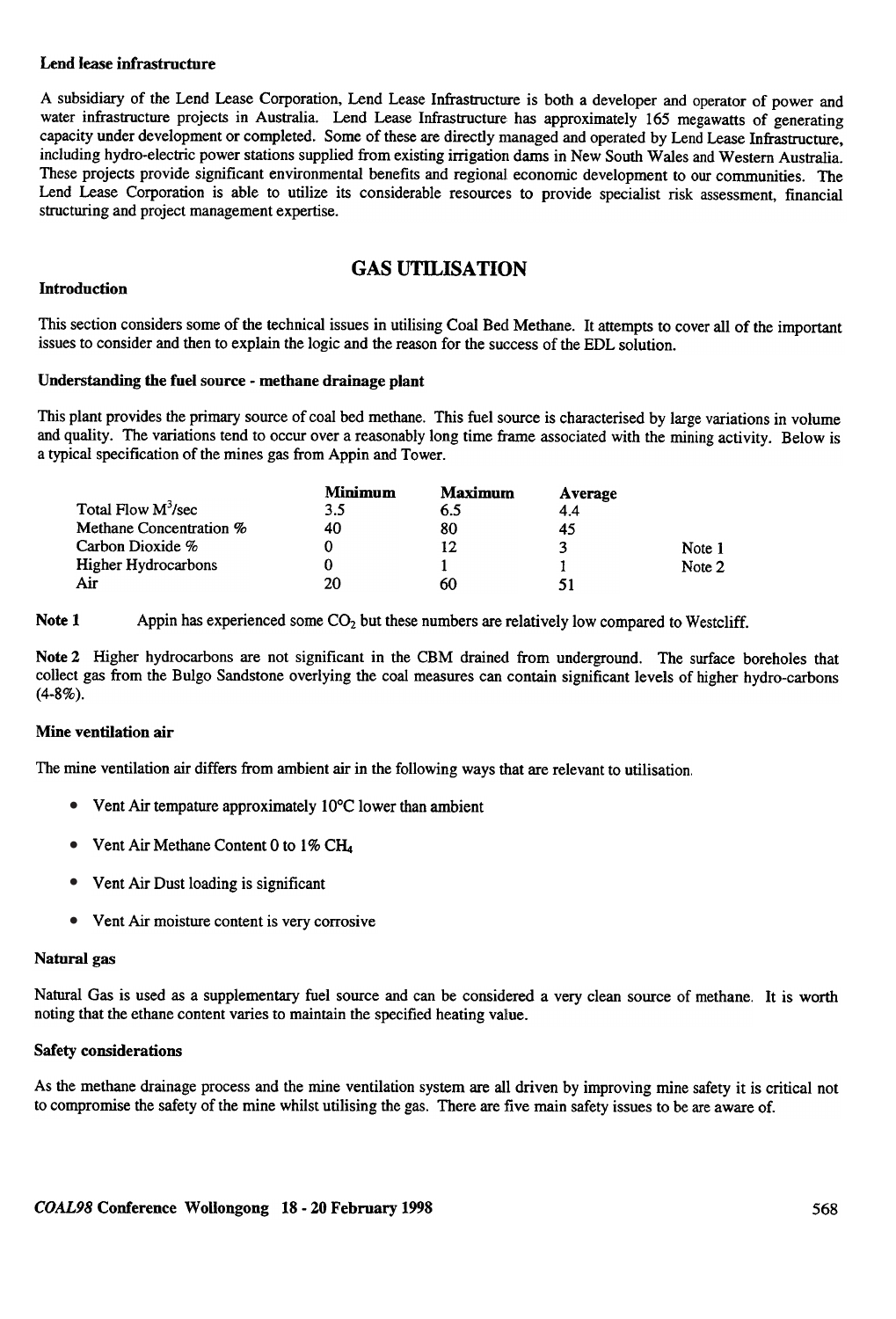### Lend lease infrastructure

A subsidiary of the Lend Lease Corporation, Lend Lease Infrastructure is both a developer and operator of power and water infrastructure projects in Australia. Lend Lease Infrastructure has approximately 165 megawatts of generating capacity under development or completed. Some of these are directly managed and operated by Lend Lease Infrastructure, including hydro-electric power stations supplied from existing irrigation dams in New South Wales and Western Australia. These projects provide significant environmental benefits and regional economic development to our communities. The Lend Lease Corporation is able to utilize its considerable resources to provide specialist risk assessment, financial structuring and project management expertise.

## GAS UTILISATION

### Introduction

This section considers some of the technical issues in utilising Coal Bed Methane. It attempts to cover all of the important issues to consider and then to explain the logic and the reason for the success of the EDL solution.

### Understanding the fuel source - methane drainage plant

This plant provides the primary source of coal bed methane. This fuel source is characterised by large variations in volume and quality. The variations tend to occur over a reasonably long time frame associated with the mining activity. Below is a typical specification of the mines gas from Appin and Tower.

| | Minimum | Maximum | Average | |
|---|---|---|---|---|
| Total Flow $M^3$/sec | 3.5 | 6.5 | 4.4 | |
| Methane Concentration % | 40 | 80 | 45 | |
| Carbon Dioxide % | 0 | 12 | 3 | Note 1 |
| Higher Hydrocarbons | 0 | 1 | 1 | Note 2 |
| Air | 20 | 60 | 51 | |

**Note 1** Appin has experienced some $CO_2$ but these numbers are relatively low compared to Westcliff.

**Note 2** Higher hydrocarbons are not significant in the CBM drained from underground. The surface boreholes that collect gas from the Bulgo Sandstone overlying the coal measures can contain significant levels of higher hydro-carbons (4-8%).

### Mine ventilation air

The mine ventilation air differs from ambient air in the following ways that are relevant to utilisation.

- Vent Air tempature approximately 10°C lower than ambient
- Vent Air Methane Content 0 to 1% $CH_4$
- Vent Air Dust loading is significant
- Vent Air moisture content is very corrosive

### Natural gas

Natural Gas is used as a supplementary fuel source and can be considered a very clean source of methane. It is worth noting that the ethane content varies to maintain the specified heating value.

### Safety considerations

As the methane drainage process and the mine ventilation system are all driven by improving mine safety it is critical not to compromise the safety of the mine whilst utilising the gas. There are five main safety issues to be are aware of.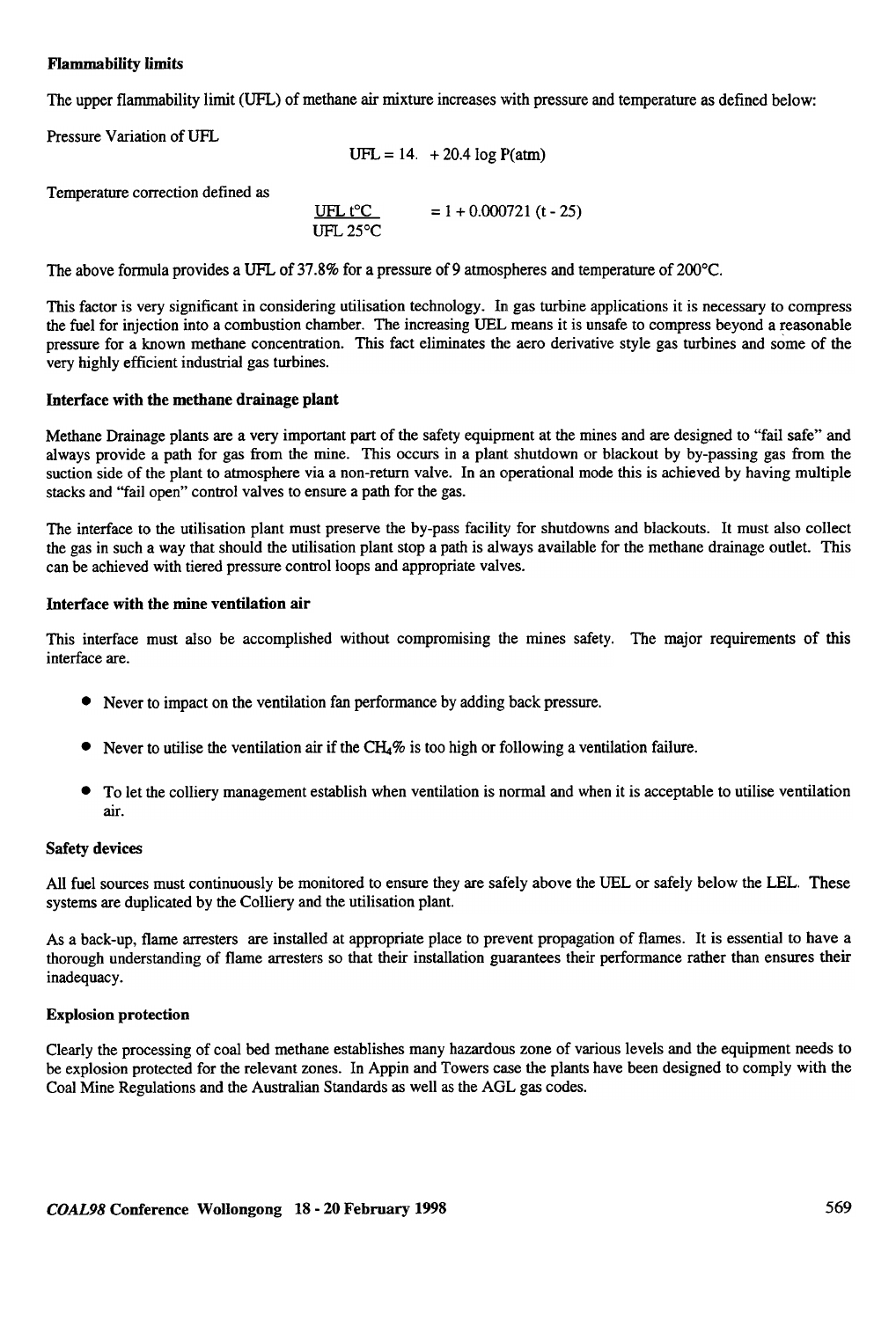**Flammability limits**

The upper flammability limit (UFL) of methane air mixture increases with pressure and temperature as defined below:

Pressure Variation of UFL

$$UFL = 14. \; + 20.4 \log P(atm)$$

Temperature correction defined as

$$\frac{UFL\ t°C}{UFL\ 25°C} = 1 + 0.000721\ (t - 25)$$

The above formula provides a UFL of 37.8% for a pressure of 9 atmospheres and temperature of 200°C.

This factor is very significant in considering utilisation technology. In gas turbine applications it is necessary to compress the fuel for injection into a combustion chamber. The increasing UEL means it is unsafe to compress beyond a reasonable pressure for a known methane concentration. This fact eliminates the aero derivative style gas turbines and some of the very highly efficient industrial gas turbines.

**Interface with the methane drainage plant**

Methane Drainage plants are a very important part of the safety equipment at the mines and are designed to "fail safe" and always provide a path for gas from the mine. This occurs in a plant shutdown or blackout by by-passing gas from the suction side of the plant to atmosphere via a non-return valve. In an operational mode this is achieved by having multiple stacks and "fail open" control valves to ensure a path for the gas.

The interface to the utilisation plant must preserve the by-pass facility for shutdowns and blackouts. It must also collect the gas in such a way that should the utilisation plant stop a path is always available for the methane drainage outlet. This can be achieved with tiered pressure control loops and appropriate valves.

**Interface with the mine ventilation air**

This interface must also be accomplished without compromising the mines safety. The major requirements of this interface are.

- Never to impact on the ventilation fan performance by adding back pressure.
- Never to utilise the ventilation air if the $CH_4$% is too high or following a ventilation failure.
- To let the colliery management establish when ventilation is normal and when it is acceptable to utilise ventilation air.

**Safety devices**

All fuel sources must continuously be monitored to ensure they are safely above the UEL or safely below the LEL. These systems are duplicated by the Colliery and the utilisation plant.

As a back-up, flame arresters are installed at appropriate place to prevent propagation of flames. It is essential to have a thorough understanding of flame arresters so that their installation guarantees their performance rather than ensures their inadequacy.

**Explosion protection**

Clearly the processing of coal bed methane establishes many hazardous zone of various levels and the equipment needs to be explosion protected for the relevant zones. In Appin and Towers case the plants have been designed to comply with the Coal Mine Regulations and the Australian Standards as well as the AGL gas codes.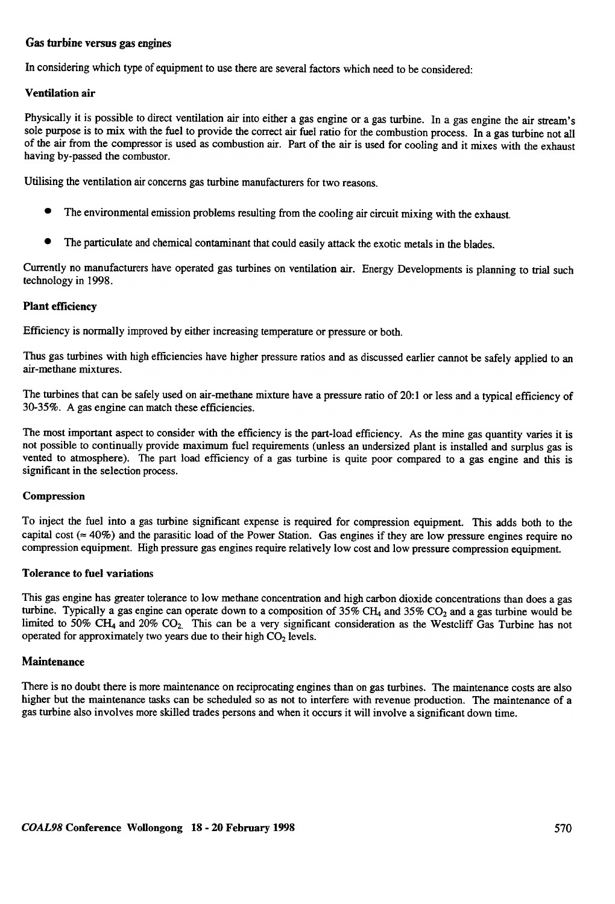### Gas turbine versus gas engines

In considering which type of equipment to use there are several factors which need to be considered:

#### Ventilation air

Physically it is possible to direct ventilation air into either a gas engine or a gas turbine. In a gas engine the air stream's sole purpose is to mix with the fuel to provide the correct air fuel ratio for the combustion process. In a gas turbine not all of the air from the compressor is used as combustion air. Part of the air is used for cooling and it mixes with the exhaust having by-passed the combustor.

Utilising the ventilation air concerns gas turbine manufacturers for two reasons.

- The environmental emission problems resulting from the cooling air circuit mixing with the exhaust.
- The particulate and chemical contaminant that could easily attack the exotic metals in the blades.

Currently no manufacturers have operated gas turbines on ventilation air. Energy Developments is planning to trial such technology in 1998.

#### Plant efficiency

Efficiency is normally improved by either increasing temperature or pressure or both.

Thus gas turbines with high efficiencies have higher pressure ratios and as discussed earlier cannot be safely applied to an air-methane mixtures.

The turbines that can be safely used on air-methane mixture have a pressure ratio of 20:1 or less and a typical efficiency of 30-35%. A gas engine can match these efficiencies.

The most important aspect to consider with the efficiency is the part-load efficiency. As the mine gas quantity varies it is not possible to continually provide maximum fuel requirements (unless an undersized plant is installed and surplus gas is vented to atmosphere). The part load efficiency of a gas turbine is quite poor compared to a gas engine and this is significant in the selection process.

#### Compression

To inject the fuel into a gas turbine significant expense is required for compression equipment. This adds both to the capital cost ($\approx$ 40%) and the parasitic load of the Power Station. Gas engines if they are low pressure engines require no compression equipment. High pressure gas engines require relatively low cost and low pressure compression equipment.

#### Tolerance to fuel variations

This gas engine has greater tolerance to low methane concentration and high carbon dioxide concentrations than does a gas turbine. Typically a gas engine can operate down to a composition of 35% $CH_4$ and 35% $CO_2$ and a gas turbine would be limited to 50% $CH_4$ and 20% $CO_2$. This can be a very significant consideration as the Westcliff Gas Turbine has not operated for approximately two years due to their high $CO_2$ levels.

#### Maintenance

There is no doubt there is more maintenance on reciprocating engines than on gas turbines. The maintenance costs are also higher but the maintenance tasks can be scheduled so as not to interfere with revenue production. The maintenance of a gas turbine also involves more skilled trades persons and when it occurs it will involve a significant down time.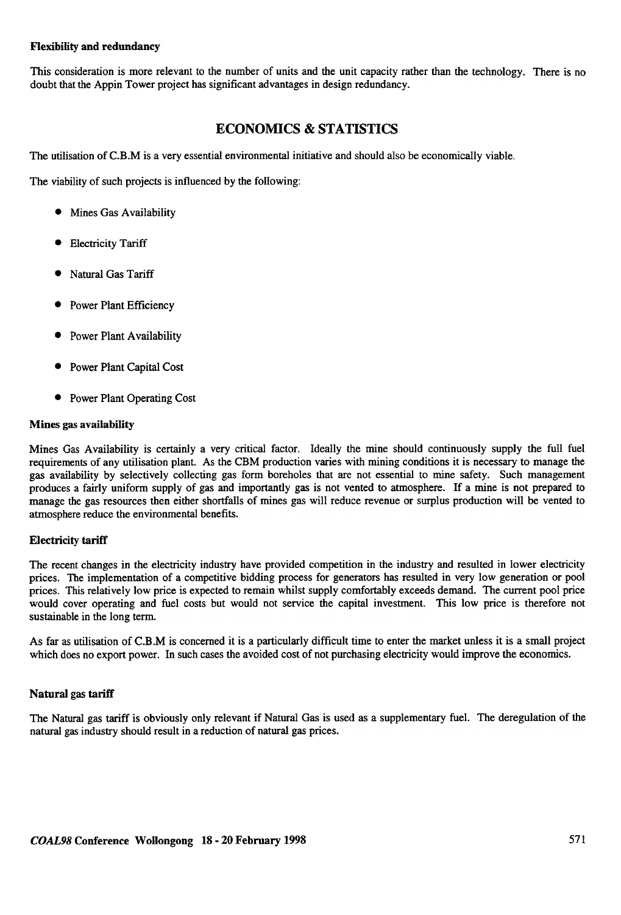### Flexibility and redundancy

This consideration is more relevant to the number of units and the unit capacity rather than the technology. There is no doubt that the Appin Tower project has significant advantages in design redundancy.

## ECONOMICS & STATISTICS

The utilisation of C.B.M is a very essential environmental initiative and should also be economically viable.

The viability of such projects is influenced by the following:

- Mines Gas Availability
- Electricity Tariff
- Natural Gas Tariff
- Power Plant Efficiency
- Power Plant Availability
- Power Plant Capital Cost
- Power Plant Operating Cost

### Mines gas availability

Mines Gas Availability is certainly a very critical factor. Ideally the mine should continuously supply the full fuel requirements of any utilisation plant. As the CBM production varies with mining conditions it is necessary to manage the gas availability by selectively collecting gas form boreholes that are not essential to mine safety. Such management produces a fairly uniform supply of gas and importantly gas is not vented to atmosphere. If a mine is not prepared to manage the gas resources then either shortfalls of mines gas will reduce revenue or surplus production will be vented to atmosphere reduce the environmental benefits.

### Electricity tariff

The recent changes in the electricity industry have provided competition in the industry and resulted in lower electricity prices. The implementation of a competitive bidding process for generators has resulted in very low generation or pool prices. This relatively low price is expected to remain whilst supply comfortably exceeds demand. The current pool price would cover operating and fuel costs but would not service the capital investment. This low price is therefore not sustainable in the long term.

As far as utilisation of C.B.M is concerned it is a particularly difficult time to enter the market unless it is a small project which does no export power. In such cases the avoided cost of not purchasing electricity would improve the economics.

### Natural gas tariff

The Natural gas tariff is obviously only relevant if Natural Gas is used as a supplementary fuel. The deregulation of the natural gas industry should result in a reduction of natural gas prices.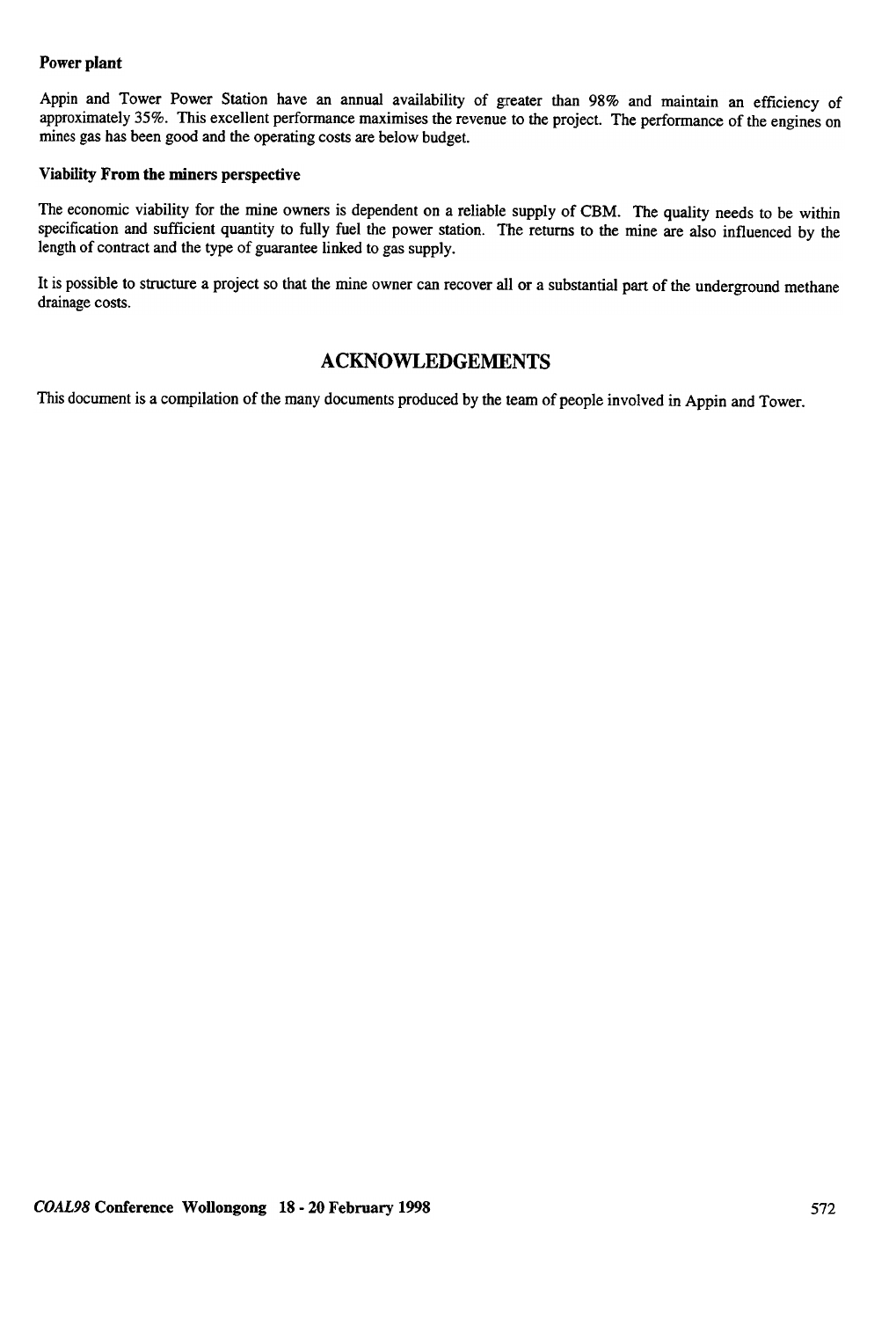### Power plant

Appin and Tower Power Station have an annual availability of greater than 98% and maintain an efficiency of approximately 35%. This excellent performance maximises the revenue to the project. The performance of the engines on mines gas has been good and the operating costs are below budget.

### Viability From the miners perspective

The economic viability for the mine owners is dependent on a reliable supply of CBM. The quality needs to be within specification and sufficient quantity to fully fuel the power station. The returns to the mine are also influenced by the length of contract and the type of guarantee linked to gas supply.

It is possible to structure a project so that the mine owner can recover all or a substantial part of the underground methane drainage costs.

## ACKNOWLEDGEMENTS

This document is a compilation of the many documents produced by the team of people involved in Appin and Tower.